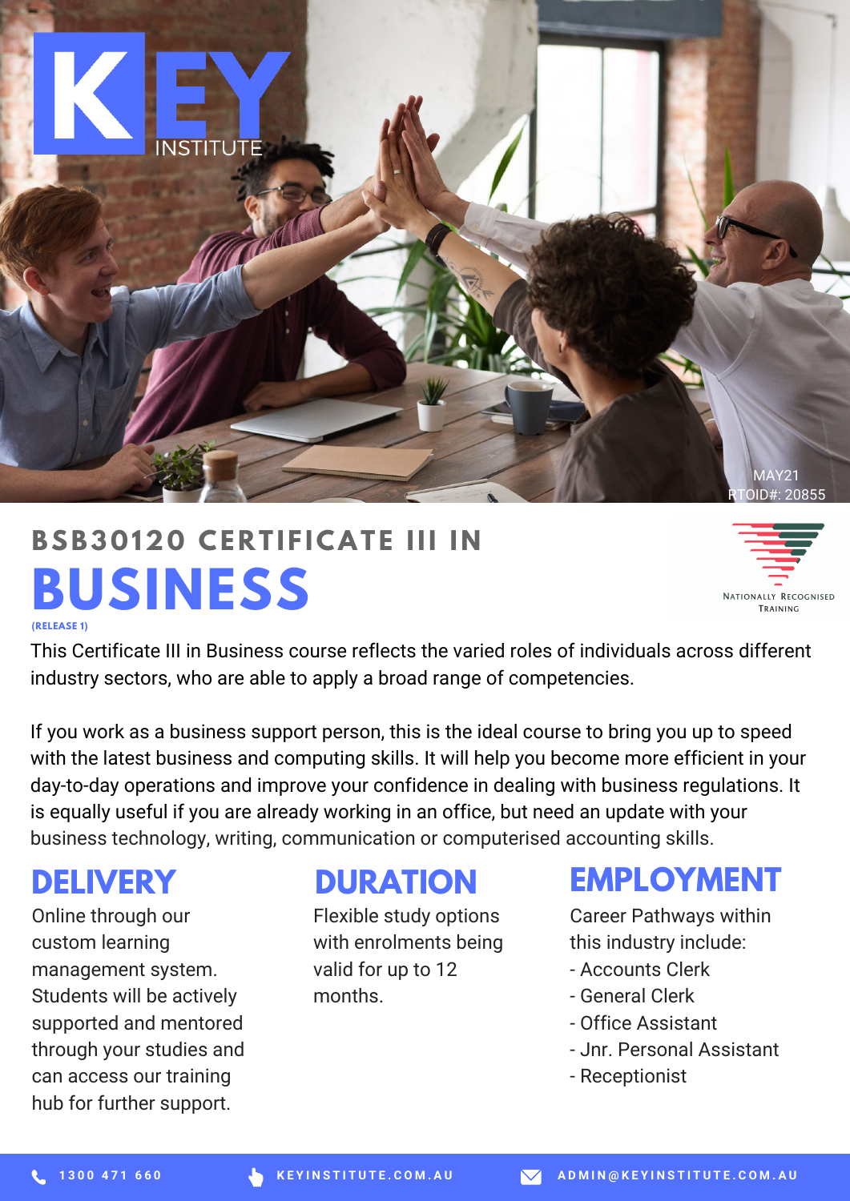KEY INSTITUTE

MAY21
RTOID#: 20855

## BSB30120 CERTIFICATE III IN

# BUSINESS

**(RELEASE 1)**

Nationally Recognised Training

This Certificate III in Business course reflects the varied roles of individuals across different industry sectors, who are able to apply a broad range of competencies.

If you work as a business support person, this is the ideal course to bring you up to speed with the latest business and computing skills. It will help you become more efficient in your day-to-day operations and improve your confidence in dealing with business regulations. It is equally useful if you are already working in an office, but need an update with your business technology, writing, communication or computerised accounting skills.

## DELIVERY

Online through our custom learning management system. Students will be actively supported and mentored through your studies and can access our training hub for further support.

## DURATION

Flexible study options with enrolments being valid for up to 12 months.

## EMPLOYMENT

Career Pathways within this industry include:

- Accounts Clerk
- General Clerk
- Office Assistant
- Jnr. Personal Assistant
- Receptionist

1300 471 660 | KEYINSTITUTE.COM.AU | ADMIN@KEYINSTITUTE.COM.AU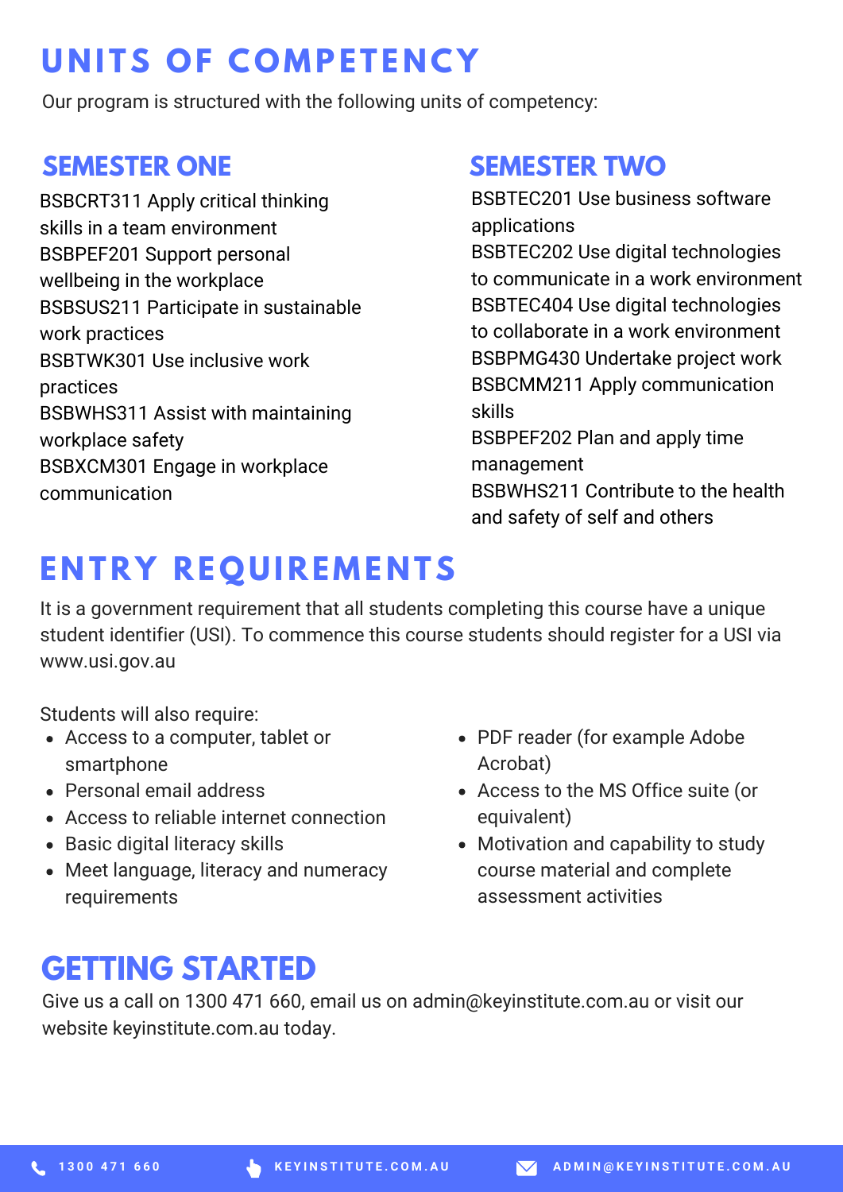# UNITS OF COMPETENCY

Our program is structured with the following units of competency:

## SEMESTER ONE

BSBCRT311 Apply critical thinking skills in a team environment
BSBPEF201 Support personal wellbeing in the workplace
BSBSUS211 Participate in sustainable work practices
BSBTWK301 Use inclusive work practices
BSBWHS311 Assist with maintaining workplace safety
BSBXCM301 Engage in workplace communication

## SEMESTER TWO

BSBTEC201 Use business software applications
BSBTEC202 Use digital technologies to communicate in a work environment
BSBTEC404 Use digital technologies to collaborate in a work environment
BSBPMG430 Undertake project work
BSBCMM211 Apply communication skills
BSBPEF202 Plan and apply time management
BSBWHS211 Contribute to the health and safety of self and others

# ENTRY REQUIREMENTS

It is a government requirement that all students completing this course have a unique student identifier (USI). To commence this course students should register for a USI via www.usi.gov.au

Students will also require:

- Access to a computer, tablet or smartphone
- Personal email address
- Access to reliable internet connection
- Basic digital literacy skills
- Meet language, literacy and numeracy requirements
- PDF reader (for example Adobe Acrobat)
- Access to the MS Office suite (or equivalent)
- Motivation and capability to study course material and complete assessment activities

# GETTING STARTED

Give us a call on 1300 471 660, email us on admin@keyinstitute.com.au or visit our website keyinstitute.com.au today.

1300 471 660 | KEYINSTITUTE.COM.AU | ADMIN@KEYINSTITUTE.COM.AU